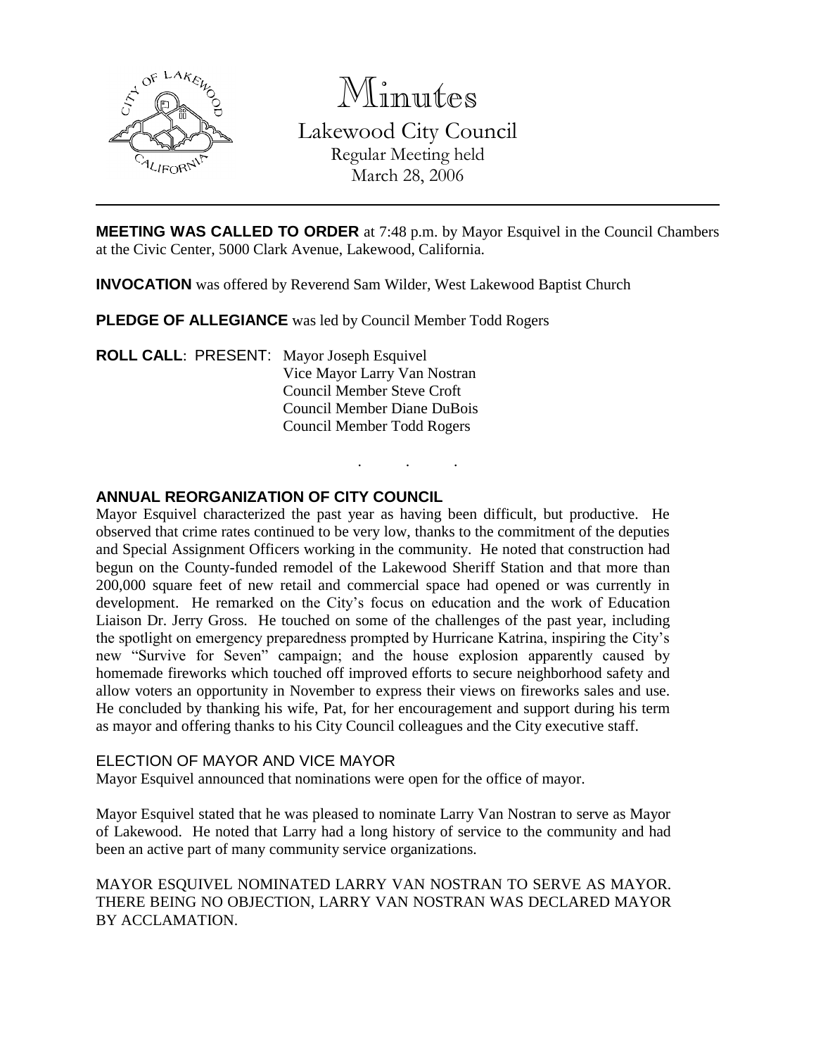# Minutes

Lakewood City Council
Regular Meeting held
March 28, 2006

---

**MEETING WAS CALLED TO ORDER** at 7:48 p.m. by Mayor Esquivel in the Council Chambers at the Civic Center, 5000 Clark Avenue, Lakewood, California.

**INVOCATION** was offered by Reverend Sam Wilder, West Lakewood Baptist Church

**PLEDGE OF ALLEGIANCE** was led by Council Member Todd Rogers

**ROLL CALL**: PRESENT: Mayor Joseph Esquivel
Vice Mayor Larry Van Nostran
Council Member Steve Croft
Council Member Diane DuBois
Council Member Todd Rogers

. . .

## ANNUAL REORGANIZATION OF CITY COUNCIL

Mayor Esquivel characterized the past year as having been difficult, but productive. He observed that crime rates continued to be very low, thanks to the commitment of the deputies and Special Assignment Officers working in the community. He noted that construction had begun on the County-funded remodel of the Lakewood Sheriff Station and that more than 200,000 square feet of new retail and commercial space had opened or was currently in development. He remarked on the City's focus on education and the work of Education Liaison Dr. Jerry Gross. He touched on some of the challenges of the past year, including the spotlight on emergency preparedness prompted by Hurricane Katrina, inspiring the City's new "Survive for Seven" campaign; and the house explosion apparently caused by homemade fireworks which touched off improved efforts to secure neighborhood safety and allow voters an opportunity in November to express their views on fireworks sales and use. He concluded by thanking his wife, Pat, for her encouragement and support during his term as mayor and offering thanks to his City Council colleagues and the City executive staff.

### ELECTION OF MAYOR AND VICE MAYOR

Mayor Esquivel announced that nominations were open for the office of mayor.

Mayor Esquivel stated that he was pleased to nominate Larry Van Nostran to serve as Mayor of Lakewood. He noted that Larry had a long history of service to the community and had been an active part of many community service organizations.

MAYOR ESQUIVEL NOMINATED LARRY VAN NOSTRAN TO SERVE AS MAYOR. THERE BEING NO OBJECTION, LARRY VAN NOSTRAN WAS DECLARED MAYOR BY ACCLAMATION.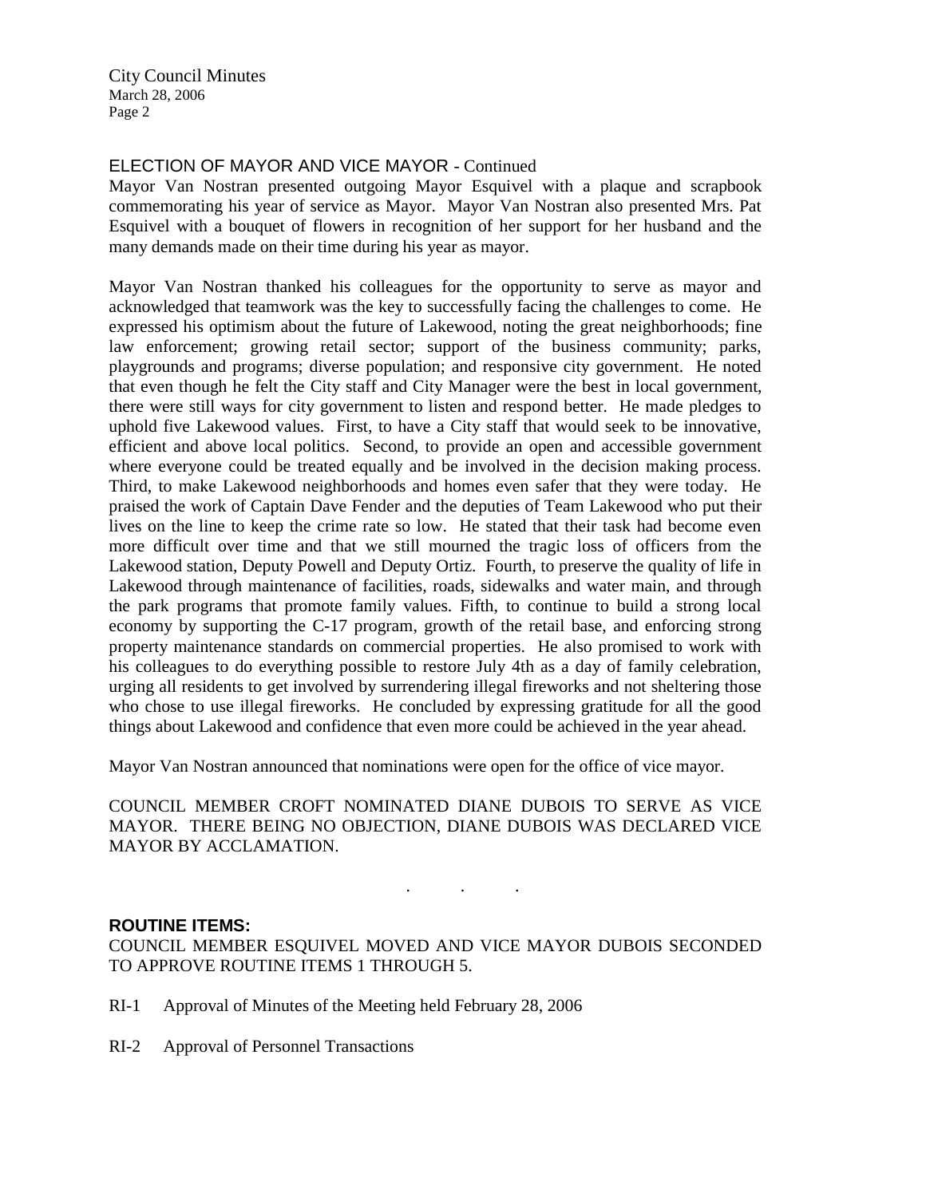## ELECTION OF MAYOR AND VICE MAYOR - Continued

Mayor Van Nostran presented outgoing Mayor Esquivel with a plaque and scrapbook commemorating his year of service as Mayor. Mayor Van Nostran also presented Mrs. Pat Esquivel with a bouquet of flowers in recognition of her support for her husband and the many demands made on their time during his year as mayor.

Mayor Van Nostran thanked his colleagues for the opportunity to serve as mayor and acknowledged that teamwork was the key to successfully facing the challenges to come. He expressed his optimism about the future of Lakewood, noting the great neighborhoods; fine law enforcement; growing retail sector; support of the business community; parks, playgrounds and programs; diverse population; and responsive city government. He noted that even though he felt the City staff and City Manager were the best in local government, there were still ways for city government to listen and respond better. He made pledges to uphold five Lakewood values. First, to have a City staff that would seek to be innovative, efficient and above local politics. Second, to provide an open and accessible government where everyone could be treated equally and be involved in the decision making process. Third, to make Lakewood neighborhoods and homes even safer that they were today. He praised the work of Captain Dave Fender and the deputies of Team Lakewood who put their lives on the line to keep the crime rate so low. He stated that their task had become even more difficult over time and that we still mourned the tragic loss of officers from the Lakewood station, Deputy Powell and Deputy Ortiz. Fourth, to preserve the quality of life in Lakewood through maintenance of facilities, roads, sidewalks and water main, and through the park programs that promote family values. Fifth, to continue to build a strong local economy by supporting the C-17 program, growth of the retail base, and enforcing strong property maintenance standards on commercial properties. He also promised to work with his colleagues to do everything possible to restore July 4th as a day of family celebration, urging all residents to get involved by surrendering illegal fireworks and not sheltering those who chose to use illegal fireworks. He concluded by expressing gratitude for all the good things about Lakewood and confidence that even more could be achieved in the year ahead.

Mayor Van Nostran announced that nominations were open for the office of vice mayor.

COUNCIL MEMBER CROFT NOMINATED DIANE DUBOIS TO SERVE AS VICE MAYOR. THERE BEING NO OBJECTION, DIANE DUBOIS WAS DECLARED VICE MAYOR BY ACCLAMATION.

. . .

**ROUTINE ITEMS:**

COUNCIL MEMBER ESQUIVEL MOVED AND VICE MAYOR DUBOIS SECONDED TO APPROVE ROUTINE ITEMS 1 THROUGH 5.

RI-1 Approval of Minutes of the Meeting held February 28, 2006

RI-2 Approval of Personnel Transactions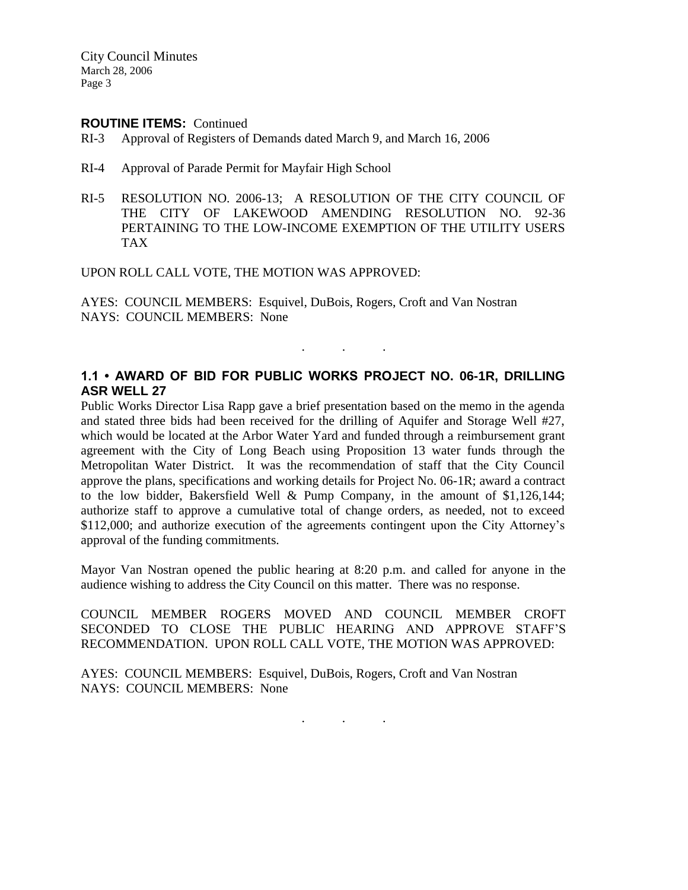**ROUTINE ITEMS:** Continued

RI-3 Approval of Registers of Demands dated March 9, and March 16, 2006

RI-4 Approval of Parade Permit for Mayfair High School

RI-5 RESOLUTION NO. 2006-13; A RESOLUTION OF THE CITY COUNCIL OF THE CITY OF LAKEWOOD AMENDING RESOLUTION NO. 92-36 PERTAINING TO THE LOW-INCOME EXEMPTION OF THE UTILITY USERS TAX

UPON ROLL CALL VOTE, THE MOTION WAS APPROVED:

AYES: COUNCIL MEMBERS: Esquivel, DuBois, Rogers, Croft and Van Nostran
NAYS: COUNCIL MEMBERS: None

. . .

## 1.1 • AWARD OF BID FOR PUBLIC WORKS PROJECT NO. 06-1R, DRILLING ASR WELL 27

Public Works Director Lisa Rapp gave a brief presentation based on the memo in the agenda and stated three bids had been received for the drilling of Aquifer and Storage Well #27, which would be located at the Arbor Water Yard and funded through a reimbursement grant agreement with the City of Long Beach using Proposition 13 water funds through the Metropolitan Water District. It was the recommendation of staff that the City Council approve the plans, specifications and working details for Project No. 06-1R; award a contract to the low bidder, Bakersfield Well & Pump Company, in the amount of $1,126,144; authorize staff to approve a cumulative total of change orders, as needed, not to exceed $112,000; and authorize execution of the agreements contingent upon the City Attorney's approval of the funding commitments.

Mayor Van Nostran opened the public hearing at 8:20 p.m. and called for anyone in the audience wishing to address the City Council on this matter. There was no response.

COUNCIL MEMBER ROGERS MOVED AND COUNCIL MEMBER CROFT SECONDED TO CLOSE THE PUBLIC HEARING AND APPROVE STAFF'S RECOMMENDATION. UPON ROLL CALL VOTE, THE MOTION WAS APPROVED:

AYES: COUNCIL MEMBERS: Esquivel, DuBois, Rogers, Croft and Van Nostran
NAYS: COUNCIL MEMBERS: None

. . .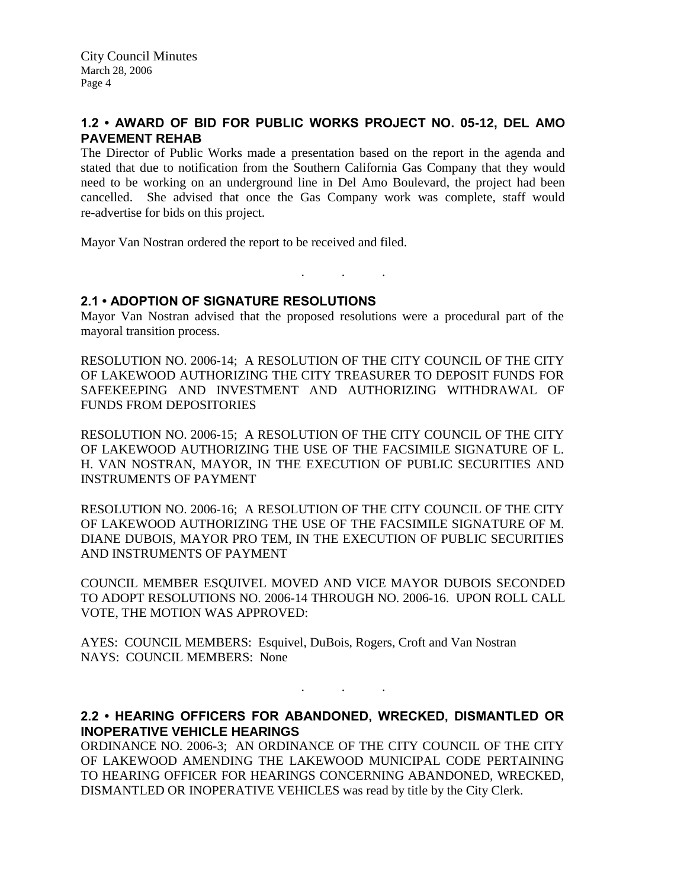## 1.2 • AWARD OF BID FOR PUBLIC WORKS PROJECT NO. 05-12, DEL AMO PAVEMENT REHAB

The Director of Public Works made a presentation based on the report in the agenda and stated that due to notification from the Southern California Gas Company that they would need to be working on an underground line in Del Amo Boulevard, the project had been cancelled. She advised that once the Gas Company work was complete, staff would re-advertise for bids on this project.

Mayor Van Nostran ordered the report to be received and filed.

. . .

## 2.1 • ADOPTION OF SIGNATURE RESOLUTIONS

Mayor Van Nostran advised that the proposed resolutions were a procedural part of the mayoral transition process.

RESOLUTION NO. 2006-14; A RESOLUTION OF THE CITY COUNCIL OF THE CITY OF LAKEWOOD AUTHORIZING THE CITY TREASURER TO DEPOSIT FUNDS FOR SAFEKEEPING AND INVESTMENT AND AUTHORIZING WITHDRAWAL OF FUNDS FROM DEPOSITORIES

RESOLUTION NO. 2006-15; A RESOLUTION OF THE CITY COUNCIL OF THE CITY OF LAKEWOOD AUTHORIZING THE USE OF THE FACSIMILE SIGNATURE OF L. H. VAN NOSTRAN, MAYOR, IN THE EXECUTION OF PUBLIC SECURITIES AND INSTRUMENTS OF PAYMENT

RESOLUTION NO. 2006-16; A RESOLUTION OF THE CITY COUNCIL OF THE CITY OF LAKEWOOD AUTHORIZING THE USE OF THE FACSIMILE SIGNATURE OF M. DIANE DUBOIS, MAYOR PRO TEM, IN THE EXECUTION OF PUBLIC SECURITIES AND INSTRUMENTS OF PAYMENT

COUNCIL MEMBER ESQUIVEL MOVED AND VICE MAYOR DUBOIS SECONDED TO ADOPT RESOLUTIONS NO. 2006-14 THROUGH NO. 2006-16. UPON ROLL CALL VOTE, THE MOTION WAS APPROVED:

AYES: COUNCIL MEMBERS: Esquivel, DuBois, Rogers, Croft and Van Nostran
NAYS: COUNCIL MEMBERS: None

. . .

## 2.2 • HEARING OFFICERS FOR ABANDONED, WRECKED, DISMANTLED OR INOPERATIVE VEHICLE HEARINGS

ORDINANCE NO. 2006-3; AN ORDINANCE OF THE CITY COUNCIL OF THE CITY OF LAKEWOOD AMENDING THE LAKEWOOD MUNICIPAL CODE PERTAINING TO HEARING OFFICER FOR HEARINGS CONCERNING ABANDONED, WRECKED, DISMANTLED OR INOPERATIVE VEHICLES was read by title by the City Clerk.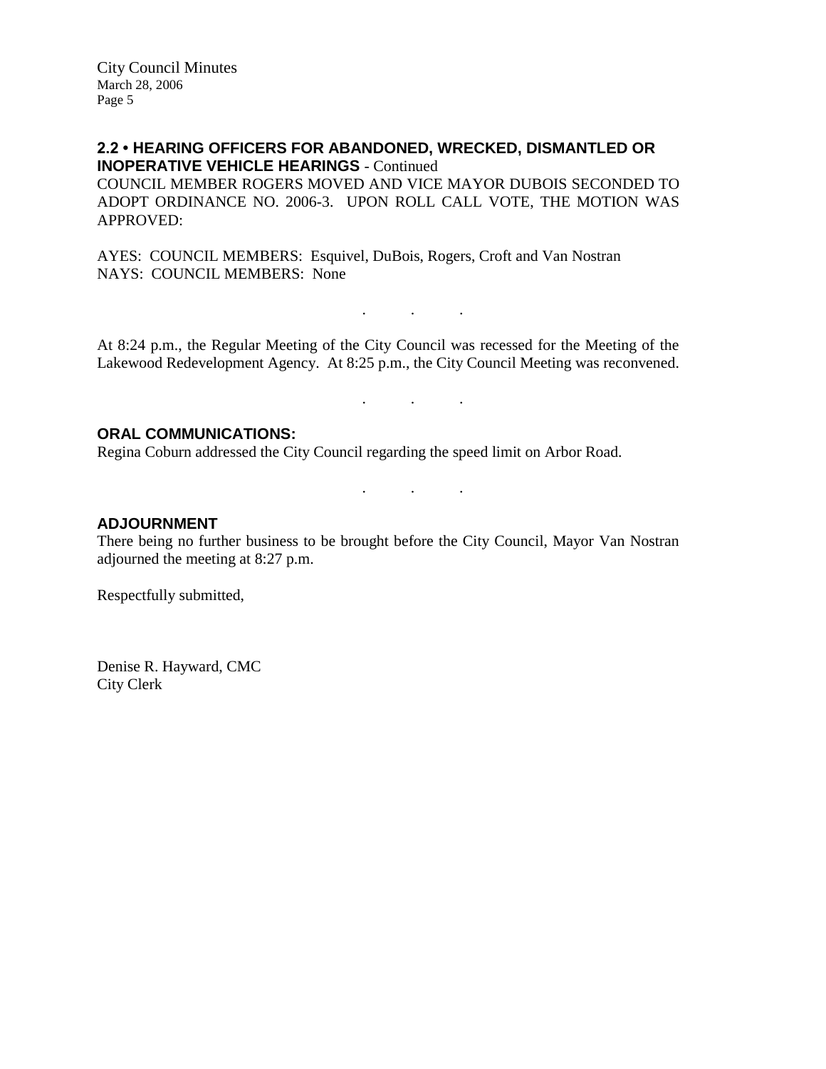## 2.2 • HEARING OFFICERS FOR ABANDONED, WRECKED, DISMANTLED OR INOPERATIVE VEHICLE HEARINGS - Continued

COUNCIL MEMBER ROGERS MOVED AND VICE MAYOR DUBOIS SECONDED TO ADOPT ORDINANCE NO. 2006-3. UPON ROLL CALL VOTE, THE MOTION WAS APPROVED:

AYES: COUNCIL MEMBERS: Esquivel, DuBois, Rogers, Croft and Van Nostran
NAYS: COUNCIL MEMBERS: None

. . .

At 8:24 p.m., the Regular Meeting of the City Council was recessed for the Meeting of the Lakewood Redevelopment Agency. At 8:25 p.m., the City Council Meeting was reconvened.

. . .

## ORAL COMMUNICATIONS:

Regina Coburn addressed the City Council regarding the speed limit on Arbor Road.

. . .

## ADJOURNMENT

There being no further business to be brought before the City Council, Mayor Van Nostran adjourned the meeting at 8:27 p.m.

Respectfully submitted,

Denise R. Hayward, CMC
City Clerk